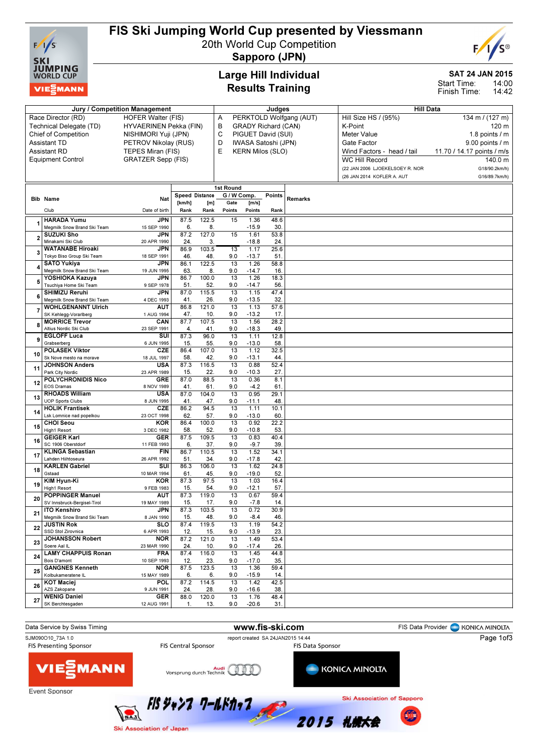# FIS Ski Jumping World Cup presented by Viessmann

20th World Cup Competition

**Sapporo (JPN)**

## Large Hill Individual
## Results Training

**SAT 24 JAN 2015**
Start Time: 14:00
Finish Time: 14:42

| Jury / Competition Management | | Judges | | Hill Data | |
|---|---|---|---|---|---|
| Race Director (RD) | HOFER Walter (FIS) | A | PERKTOLD Wolfgang (AUT) | Hill Size HS / (95%) | 134 m / (127 m) |
| Technical Delegate (TD) | HYVAERINEN Pekka (FIN) | B | GRADY Richard (CAN) | K-Point | 120 m |
| Chief of Competition | NISHIMORI Yuji (JPN) | C | PIGUET David (SUI) | Meter Value | 1.8 points / m |
| Assistant TD | PETROV Nikolay (RUS) | D | IWASA Satoshi (JPN) | Gate Factor | 9.00 points / m |
| Assistant RD | TEPES Miran (FIS) | E | KERN Milos (SLO) | Wind Factors - head / tail | 11.70 / 14.17 points / m/s |
| Equipment Control | GRATZER Sepp (FIS) | | | WC Hill Record | 140.0 m |
| | | | | (22 JAN 2006 LJOEKELSOEY R. NOR | G18/90.2km/h) |
| | | | | (26 JAN 2014 KOFLER A. AUT | G16/89.7km/h) |

| Bib | Name / Club | Nat / Date of birth | Speed [km/h] / Rank | Distance [m] / Rank | Gate / Gate Points | Wind [m/s] / Comp. Points | Points / Rank | Remarks |
|---|---|---|---|---|---|---|---|---|
| 1 | HARADA Yumu / Megmilk Snow Brand Ski Team | JPN / 15 SEP 1990 | 87.5 / 6. | 122.5 / 8. | 15 | 1.36 / -15.9 | 48.6 / 30. | |
| 2 | SUZUKI Sho / Minakami Ski Club | JPN / 20 APR 1990 | 87.2 / 24. | 127.0 / 3. | 15 | 1.61 / -18.8 | 53.8 / 24. | |
| 3 | WATANABE Hiroaki / Tokyo Biso Group Ski Team | JPN / 18 SEP 1991 | 86.9 / 46. | 103.5 / 48. | 13 / 9.0 | 1.17 / -13.7 | 25.6 / 51. | |
| 4 | SATO Yukiya / Megmilk Snow Brand Ski Team | JPN / 19 JUN 1995 | 86.1 / 63. | 122.5 / 8. | 13 / 9.0 | 1.26 / -14.7 | 58.8 / 16. | |
| 5 | YOSHIOKA Kazuya / Tsuchiya Home Ski Team | JPN / 9 SEP 1978 | 86.7 / 51. | 100.0 / 52. | 13 / 9.0 | 1.26 / -14.7 | 18.3 / 56. | |
| 6 | SHIMIZU Reruhi / Megmilk Snow Brand Ski Team | JPN / 4 DEC 1993 | 87.0 / 41. | 115.5 / 26. | 13 / 9.0 | 1.15 / -13.5 | 47.4 / 32. | |
| 7 | WOHLGENANNT Ulrich / SK Kehlegg-Vorarlberg | AUT / 1 AUG 1994 | 86.8 / 47. | 121.0 / 10. | 13 / 9.0 | 1.13 / -13.2 | 57.6 / 17. | |
| 8 | MORRICE Trevor / Altius Nordic Ski Club | CAN / 23 SEP 1991 | 87.7 / 4. | 107.5 / 41. | 13 / 9.0 | 1.56 / -18.3 | 28.2 / 49. | |
| 9 | EGLOFF Luca / Grabserberg | SUI / 6 JUN 1995 | 87.3 / 15. | 96.0 / 55. | 13 / 9.0 | 1.11 / -13.0 | 12.8 / 58. | |
| 10 | POLASEK Viktor / Sk Nove mesto na morave | CZE / 18 JUL 1997 | 86.4 / 58. | 107.0 / 42. | 13 / 9.0 | 1.12 / -13.1 | 32.5 / 44. | |
| 11 | JOHNSON Anders / Park City Nordic | USA / 23 APR 1989 | 87.3 / 15. | 116.5 / 22. | 13 / 9.0 | 0.88 / -10.3 | 52.4 / 27. | |
| 12 | POLYCHRONIDIS Nico / EOS Dramas | GRE / 8 NOV 1989 | 87.0 / 41. | 88.5 / 61. | 13 / 9.0 | 0.36 / -4.2 | 8.1 / 61. | |
| 13 | RHOADS William / UOP Sports Clubs | USA / 8 JUN 1995 | 87.0 / 41. | 104.0 / 47. | 13 / 9.0 | 0.95 / -11.1 | 29.1 / 48. | |
| 14 | HOLIK Frantisek / Lsk Lomnice nad popelkou | CZE / 23 OCT 1998 | 86.2 / 62. | 94.5 / 57. | 13 / 9.0 | 1.11 / -13.0 | 10.1 / 60. | |
| 15 | CHOI Seou / High1 Resort | KOR / 3 DEC 1982 | 86.4 / 58. | 100.0 / 52. | 13 / 9.0 | 0.92 / -10.8 | 22.2 / 53. | |
| 16 | GEIGER Karl / SC 1906 Oberstdorf | GER / 11 FEB 1993 | 87.5 / 6. | 109.5 / 37. | 13 / 9.0 | 0.83 / -9.7 | 40.4 / 39. | |
| 17 | KLINGA Sebastian / Lahden Hiihtoseura | FIN / 26 APR 1992 | 86.7 / 51. | 110.5 / 34. | 13 / 9.0 | 1.52 / -17.8 | 34.1 / 42. | |
| 18 | KARLEN Gabriel / Gstaad | SUI / 10 MAR 1994 | 86.3 / 61. | 106.0 / 45. | 13 / 9.0 | 1.62 / -19.0 | 24.8 / 52. | |
| 19 | KIM Hyun-Ki / High1 Resort | KOR / 9 FEB 1983 | 87.3 / 15. | 97.5 / 54. | 13 / 9.0 | 1.03 / -12.1 | 16.4 / 57. | |
| 20 | POPPINGER Manuel / SV Innsbruck-Bergisel-Tirol | AUT / 19 MAY 1989 | 87.3 / 15. | 119.0 / 17. | 13 / 9.0 | 0.67 / -7.8 | 59.4 / 14. | |
| 21 | ITO Kenshiro / Megmilk Snow Brand Ski Team | JPN / 8 JAN 1990 | 87.3 / 15. | 103.5 / 48. | 13 / 9.0 | 0.72 / -8.4 | 30.9 / 46. | |
| 22 | JUSTIN Rok / SSD Stol Zirovnica | SLO / 6 APR 1993 | 87.4 / 12. | 119.5 / 15. | 13 / 9.0 | 1.19 / -13.9 | 54.2 / 23. | |
| 23 | JOHANSSON Robert / Soere Aal IL | NOR / 23 MAR 1990 | 87.2 / 24. | 121.0 / 10. | 13 / 9.0 | 1.49 / -17.4 | 53.4 / 26. | |
| 24 | LAMY CHAPPUIS Ronan / Bois D'amont | FRA / 10 SEP 1993 | 87.4 / 12. | 116.0 / 23. | 13 / 9.0 | 1.45 / -17.0 | 44.8 / 35. | |
| 25 | GANGNES Kenneth / Kolbukameratene IL | NOR / 15 MAY 1989 | 87.5 / 6. | 123.5 / 6. | 13 / 9.0 | 1.36 / -15.9 | 59.4 / 14. | |
| 26 | KOT Maciej / AZS Zakopane | POL / 9 JUN 1991 | 87.2 / 24. | 114.5 / 28. | 13 / 9.0 | 1.42 / -16.6 | 42.5 / 38. | |
| 27 | WENIG Daniel / SK Berchtesgaden | GER / 12 AUG 1991 | 88.0 / 1. | 120.0 / 13. | 13 / 9.0 | 1.76 / -20.6 | 48.4 / 31. | |

Data Service by Swiss Timing — www.fis-ski.com — FIS Data Provider KONICA MINOLTA

SJM090O10_73A 1.0 — report created SA 24JAN2015 14:44

FIS Presenting Sponsor: VIESSMANN — FIS Central Sponsor: Audi Vorsprung durch Technik — FIS Data Sponsor: KONICA MINOLTA

Event Sponsor

FIS ジャンプ ワールドカップ 2015 札幌大会

Ski Association of Sapporo — Ski Association of Japan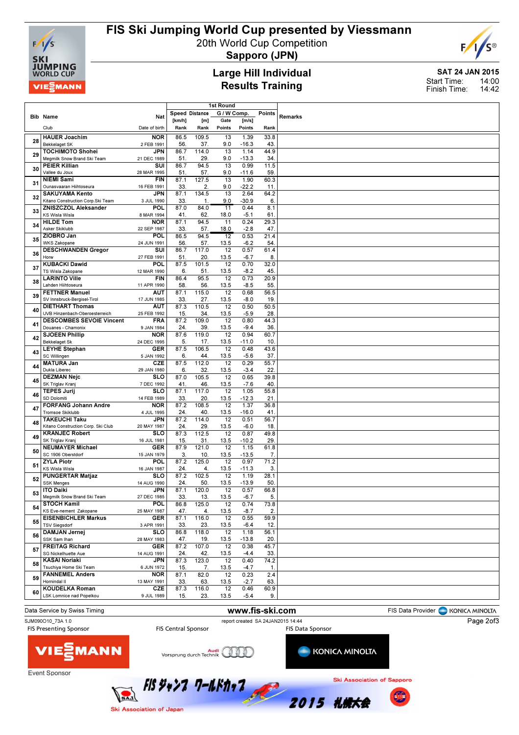# FIS Ski Jumping World Cup presented by Viessmann

20th World Cup Competition

**Sapporo (JPN)**

## Large Hill Individual
## Results Training

**SAT 24 JAN 2015**

Start Time: 14:00
Finish Time: 14:42

| Bib | Name / Club | Nat / Date of birth | Speed [km/h] / Rank | Distance [m] / Rank | Gate / Points | W Comp. [m/s] / Points | Points / Rank | Remarks |
|---|---|---|---|---|---|---|---|---|
| 28 | HAUER Joachim<br>Bekkelaget SK | NOR<br>2 FEB 1991 | 86.5<br>56. | 109.5<br>37. | 13<br>9.0 | 1.39<br>-16.3 | 33.8<br>43. | |
| 29 | TOCHIMOTO Shohei<br>Megmilk Snow Brand Ski Team | JPN<br>21 DEC 1989 | 86.7<br>51. | 114.0<br>29. | 13<br>9.0 | 1.14<br>-13.3 | 44.9<br>34. | |
| 30 | PEIER Killian<br>Vallee du Joux | SUI<br>28 MAR 1995 | 86.7<br>51. | 94.5<br>57. | 13<br>9.0 | 0.99<br>-11.6 | 11.5<br>59. | |
| 31 | NIEMI Sami<br>Ounasvaaran Hiihtoseura | FIN<br>16 FEB 1991 | 87.1<br>33. | 127.5<br>2. | 13<br>9.0 | 1.90<br>-22.2 | 60.3<br>11. | |
| 32 | SAKUYAMA Kento<br>Kitano Construction Corp.Ski Team | JPN<br>3 JUL 1990 | 87.1<br>33. | 134.5<br>1. | 13<br>9.0 | 2.64<br>-30.9 | 64.2<br>6. | |
| 33 | ZNISZCZOL Aleksander<br>KS Wisla Wisla | POL<br>8 MAR 1994 | 87.0<br>41. | 84.0<br>62. | 11<br>18.0 | 0.44<br>-5.1 | 8.1<br>61. | |
| 34 | HILDE Tom<br>Asker Skiklubb | NOR<br>22 SEP 1987 | 87.1<br>33. | 94.5<br>57. | 11<br>18.0 | 0.24<br>-2.8 | 29.3<br>47. | |
| 35 | ZIOBRO Jan<br>WKS Zakopane | POL<br>24 JUN 1991 | 86.5<br>56. | 94.5<br>57. | 12<br>13.5 | 0.53<br>-6.2 | 21.4<br>54. | |
| 36 | DESCHWANDEN Gregor<br>Horw | SUI<br>27 FEB 1991 | 86.7<br>51. | 117.0<br>20. | 12<br>13.5 | 0.57<br>-6.7 | 61.4<br>8. | |
| 37 | KUBACKI Dawid<br>TS Wisla Zakopane | POL<br>12 MAR 1990 | 87.5<br>6. | 101.5<br>51. | 12<br>13.5 | 0.70<br>-8.2 | 32.0<br>45. | |
| 38 | LARINTO Ville<br>Lahden Hiihtoseura | FIN<br>11 APR 1990 | 86.4<br>58. | 95.5<br>56. | 12<br>13.5 | 0.73<br>-8.5 | 20.9<br>55. | |
| 39 | FETTNER Manuel<br>SV Innsbruck-Bergisel-Tirol | AUT<br>17 JUN 1985 | 87.1<br>33. | 115.0<br>27. | 12<br>13.5 | 0.68<br>-8.0 | 56.5<br>19. | |
| 40 | DIETHART Thomas<br>UVB Hinzenbach-Oberoesterreich | AUT<br>25 FEB 1992 | 87.3<br>15. | 110.5<br>34. | 12<br>13.5 | 0.50<br>-5.9 | 50.5<br>28. | |
| 41 | DESCOMBES SEVOIE Vincent<br>Douanes - Chamonix | FRA<br>9 JAN 1984 | 87.2<br>24. | 109.0<br>39. | 12<br>13.5 | 0.80<br>-9.4 | 44.3<br>36. | |
| 42 | SJOEEN Phillip<br>Bekkelaget Sk | NOR<br>24 DEC 1995 | 87.6<br>5. | 119.0<br>17. | 12<br>13.5 | 0.94<br>-11.0 | 60.7<br>10. | |
| 43 | LEYHE Stephan<br>SC Willingen | GER<br>5 JAN 1992 | 87.5<br>6. | 106.5<br>44. | 12<br>13.5 | 0.48<br>-5.6 | 43.6<br>37. | |
| 44 | MATURA Jan<br>Dukla Liberec | CZE<br>29 JAN 1980 | 87.5<br>6. | 112.0<br>32. | 12<br>13.5 | 0.29<br>-3.4 | 55.7<br>22. | |
| 45 | DEZMAN Nejc<br>SK Triglav Kranj | SLO<br>7 DEC 1992 | 87.0<br>41. | 105.5<br>46. | 12<br>13.5 | 0.65<br>-7.6 | 39.8<br>40. | |
| 46 | TEPES Jurij<br>SD Dolomiti | SLO<br>14 FEB 1989 | 87.1<br>33. | 117.0<br>20. | 12<br>13.5 | 1.05<br>-12.3 | 55.8<br>21. | |
| 47 | FORFANG Johann Andre<br>Tromsoe Skiklubb | NOR<br>4 JUL 1995 | 87.2<br>24. | 108.5<br>40. | 12<br>13.5 | 1.37<br>-16.0 | 36.8<br>41. | |
| 48 | TAKEUCHI Taku<br>Kitano Construction Corp. Ski Club | JPN<br>20 MAY 1987 | 87.2<br>24. | 114.0<br>29. | 12<br>13.5 | 0.51<br>-6.0 | 56.7<br>18. | |
| 49 | KRANJEC Robert<br>SK Triglav Kranj | SLO<br>16 JUL 1981 | 87.3<br>15. | 112.5<br>31. | 12<br>13.5 | 0.87<br>-10.2 | 49.8<br>29. | |
| 50 | NEUMAYER Michael<br>SC 1906 Oberstdorf | GER<br>15 JAN 1979 | 87.9<br>3. | 121.0<br>10. | 12<br>13.5 | 1.15<br>-13.5 | 61.8<br>7. | |
| 51 | ZYLA Piotr<br>KS Wisla Wisla | POL<br>16 JAN 1987 | 87.2<br>24. | 125.0<br>4. | 12<br>13.5 | 0.97<br>-11.3 | 71.2<br>3. | |
| 52 | PUNGERTAR Matjaz<br>SSK Menges | SLO<br>14 AUG 1990 | 87.2<br>24. | 102.5<br>50. | 12<br>13.5 | 1.19<br>-13.9 | 28.1<br>50. | |
| 53 | ITO Daiki<br>Megmilk Snow Brand Ski Team | JPN<br>27 DEC 1985 | 87.1<br>33. | 120.0<br>13. | 12<br>13.5 | 0.57<br>-6.7 | 66.8<br>5. | |
| 54 | STOCH Kamil<br>KS Eve-nement Zakopane | POL<br>25 MAY 1987 | 86.8<br>47. | 125.0<br>4. | 12<br>13.5 | 0.74<br>-8.7 | 73.8<br>2. | |
| 55 | EISENBICHLER Markus<br>TSV Siegsdorf | GER<br>3 APR 1991 | 87.1<br>33. | 116.0<br>23. | 12<br>13.5 | 0.55<br>-6.4 | 59.9<br>12. | |
| 56 | DAMJAN Jernej<br>SSK Sam Ihan | SLO<br>28 MAY 1983 | 86.8<br>47. | 118.0<br>19. | 12<br>13.5 | 1.18<br>-13.8 | 56.1<br>20. | |
| 57 | FREITAG Richard<br>SG Nickelhuette Aue | GER<br>14 AUG 1991 | 87.2<br>24. | 107.0<br>42. | 12<br>13.5 | 0.38<br>-4.4 | 45.7<br>33. | |
| 58 | KASAI Noriaki<br>Tsuchiya Home Ski Team | JPN<br>6 JUN 1972 | 87.3<br>15. | 123.0<br>7. | 12<br>13.5 | 0.40<br>-4.7 | 74.2<br>1. | |
| 59 | FANNEMEL Anders<br>Hornindal Il | NOR<br>13 MAY 1991 | 87.1<br>33. | 82.0<br>63. | 12<br>13.5 | 0.23<br>-2.7 | 2.4<br>63. | |
| 60 | KOUDELKA Roman<br>LSK Lomnice nad Popelkou | CZE<br>9 JUL 1989 | 87.3<br>15. | 116.0<br>23. | 12<br>13.5 | 0.46<br>-5.4 | 60.9<br>9. | |

Data Service by Swiss Timing — www.fis-ski.com — FIS Data Provider KONICA MINOLTA

SJM090O10_73A 1.0 — report created SA 24JAN2015 14:44

FIS Presenting Sponsor: VIESSMANN — FIS Central Sponsor: Audi Vorsprung durch Technik — FIS Data Sponsor: KONICA MINOLTA

Event Sponsor: Ski Association of Japan — FIS ジャンプ ワールドカップ 2015 札幌大会 — Ski Association of Sapporo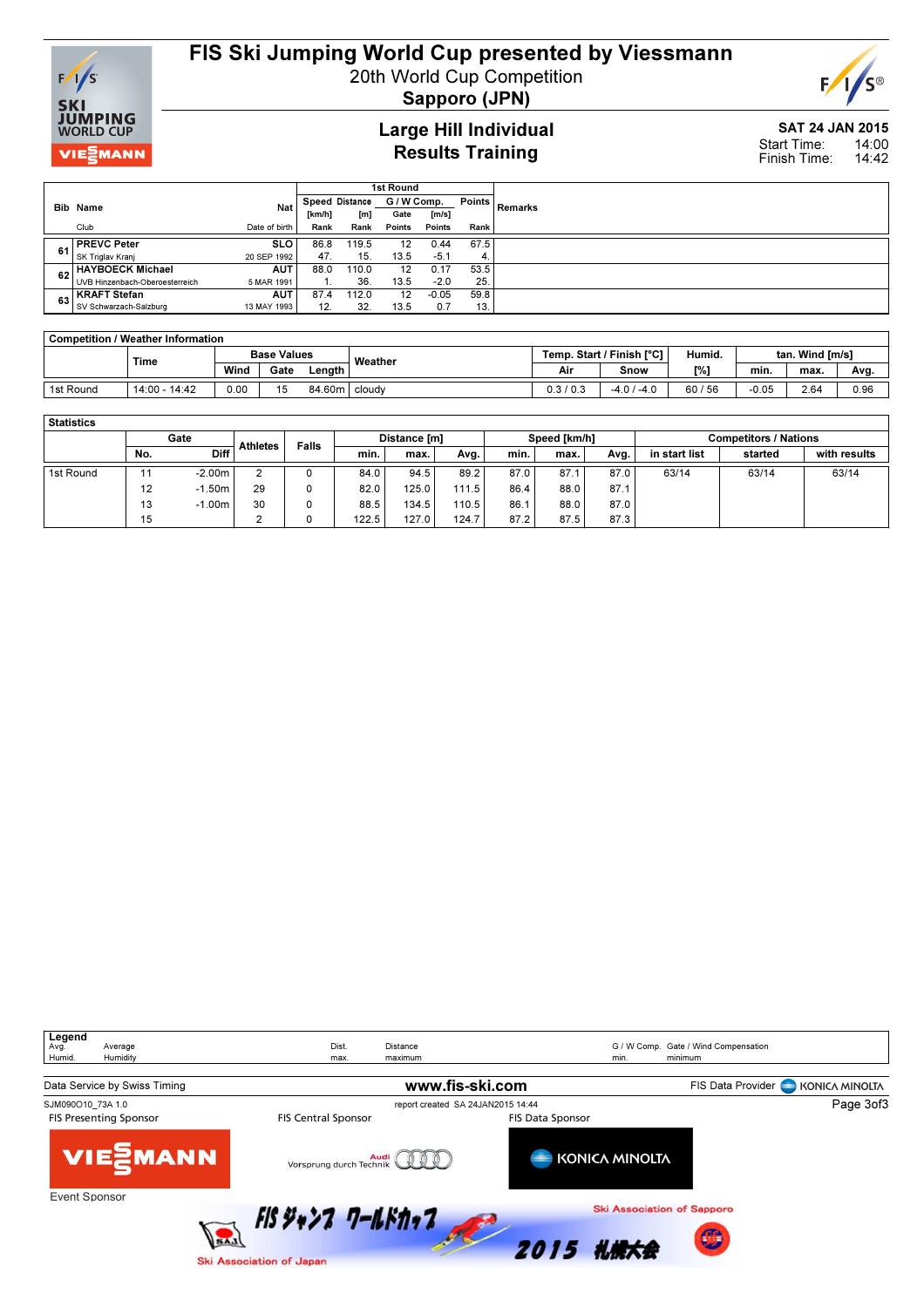# FIS Ski Jumping World Cup presented by Viessmann

20th World Cup Competition

**Sapporo (JPN)**

## Large Hill Individual
## Results Training

**SAT 24 JAN 2015**
Start Time: 14:00
Finish Time: 14:42

| Bib | Name / Club | Nat / Date of birth | Speed [km/h] / Rank | Distance [m] / Rank | Gate / Points | [m/s] / Points | Points / Rank | Remarks |
|---|---|---|---|---|---|---|---|---|
| 61 | **PREVC Peter** | SLO | 86.8 | 119.5 | 12 | 0.44 | 67.5 | |
| | SK Triglav Kranj | 20 SEP 1992 | 47. | 15. | 13.5 | -5.1 | 4. | |
| 62 | **HAYBOECK Michael** | AUT | 88.0 | 110.0 | 12 | 0.17 | 53.5 | |
| | UVB Hinzenbach-Oberoesterreich | 5 MAR 1991 | 1. | 36. | 13.5 | -2.0 | 25. | |
| 63 | **KRAFT Stefan** | AUT | 87.4 | 112.0 | 12 | -0.05 | 59.8 | |
| | SV Schwarzach-Salzburg | 13 MAY 1993 | 12. | 32. | 13.5 | 0.7 | 13. | |

**Competition / Weather Information**

| | Time | Base Values Wind | Gate | Length | Weather | Temp. Air | Temp. Snow | Humid. [%] | tan. Wind min. | max. | Avg. |
|---|---|---|---|---|---|---|---|---|---|---|---|
| 1st Round | 14:00 - 14:42 | 0.00 | 15 | 84.60m | cloudy | 0.3 / 0.3 | -4.0 / -4.0 | 60 / 56 | -0.05 | 2.64 | 0.96 |

**Statistics**

| | Gate No. | Diff | Athletes | Falls | Distance min. | max. | Avg. | Speed min. | max. | Avg. | in start list | started | with results |
|---|---|---|---|---|---|---|---|---|---|---|---|---|---|
| 1st Round | 11 | -2.00m | 2 | 0 | 84.0 | 94.5 | 89.2 | 87.0 | 87.1 | 87.0 | 63/14 | 63/14 | 63/14 |
| | 12 | -1.50m | 29 | 0 | 82.0 | 125.0 | 111.5 | 86.4 | 88.0 | 87.1 | | | |
| | 13 | -1.00m | 30 | 0 | 88.5 | 134.5 | 110.5 | 86.1 | 88.0 | 87.0 | | | |
| | 15 | | 2 | 0 | 122.5 | 127.0 | 124.7 | 87.2 | 87.5 | 87.3 | | | |

**Legend**
Avg. Average; Humid. Humidity; Dist. Distance; max. maximum; G / W Comp. Gate / Wind Compensation; min. minimum

Data Service by Swiss Timing — www.fis-ski.com — FIS Data Provider KONICA MINOLTA

SJM090O10_73A 1.0 — report created SA 24JAN2015 14:44

FIS Presenting Sponsor: VIESSMANN — FIS Central Sponsor: Audi Vorsprung durch Technik — FIS Data Sponsor: KONICA MINOLTA

Event Sponsor: Ski Association of Japan — FIS ジャンプ ワールドカップ 2015 札幌大会 — Ski Association of Sapporo